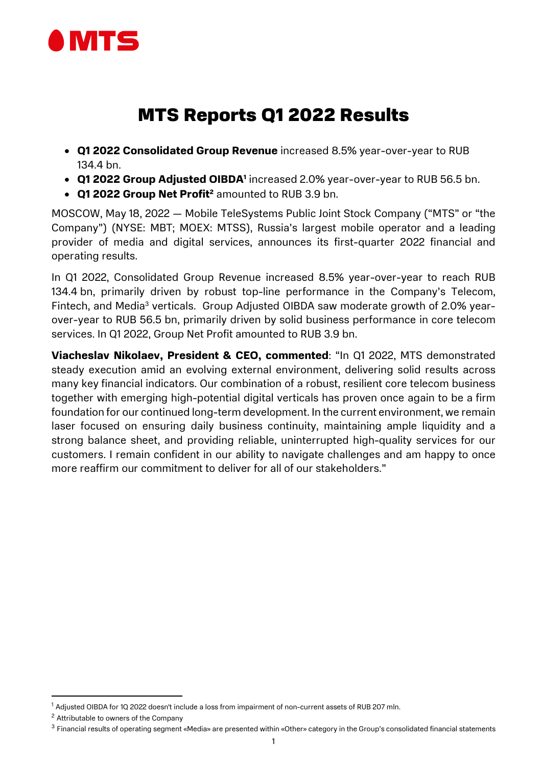# MTS Reports Q1 2022 Results

- **Q1 2022 Consolidated Group Revenue** increased 8.5% year-over-year to RUB 134.4 bn.
- **Q1 2022 Group Adjusted OIBDA**[1] increased 2.0% year-over-year to RUB 56.5 bn.
- **Q1 2022 Group Net Profit**[2] amounted to RUB 3.9 bn.

MOSCOW, May 18, 2022 — Mobile TeleSystems Public Joint Stock Company ("MTS" or "the Company") (NYSE: MBT; MOEX: MTSS), Russia's largest mobile operator and a leading provider of media and digital services, announces its first-quarter 2022 financial and operating results.

In Q1 2022, Consolidated Group Revenue increased 8.5% year-over-year to reach RUB 134.4 bn, primarily driven by robust top-line performance in the Company's Telecom, Fintech, and Media[3] verticals. Group Adjusted OIBDA saw moderate growth of 2.0% year-over-year to RUB 56.5 bn, primarily driven by solid business performance in core telecom services. In Q1 2022, Group Net Profit amounted to RUB 3.9 bn.

**Viacheslav Nikolaev, President & CEO, commented**: "In Q1 2022, MTS demonstrated steady execution amid an evolving external environment, delivering solid results across many key financial indicators. Our combination of a robust, resilient core telecom business together with emerging high-potential digital verticals has proven once again to be a firm foundation for our continued long-term development. In the current environment, we remain laser focused on ensuring daily business continuity, maintaining ample liquidity and a strong balance sheet, and providing reliable, uninterrupted high-quality services for our customers. I remain confident in our ability to navigate challenges and am happy to once more reaffirm our commitment to deliver for all of our stakeholders."

---

[1] Adjusted OIBDA for 1Q 2022 doesn't include a loss from impairment of non-current assets of RUB 207 mln.

[2] Attributable to owners of the Company

[3] Financial results of operating segment «Media» are presented within «Other» category in the Group's consolidated financial statements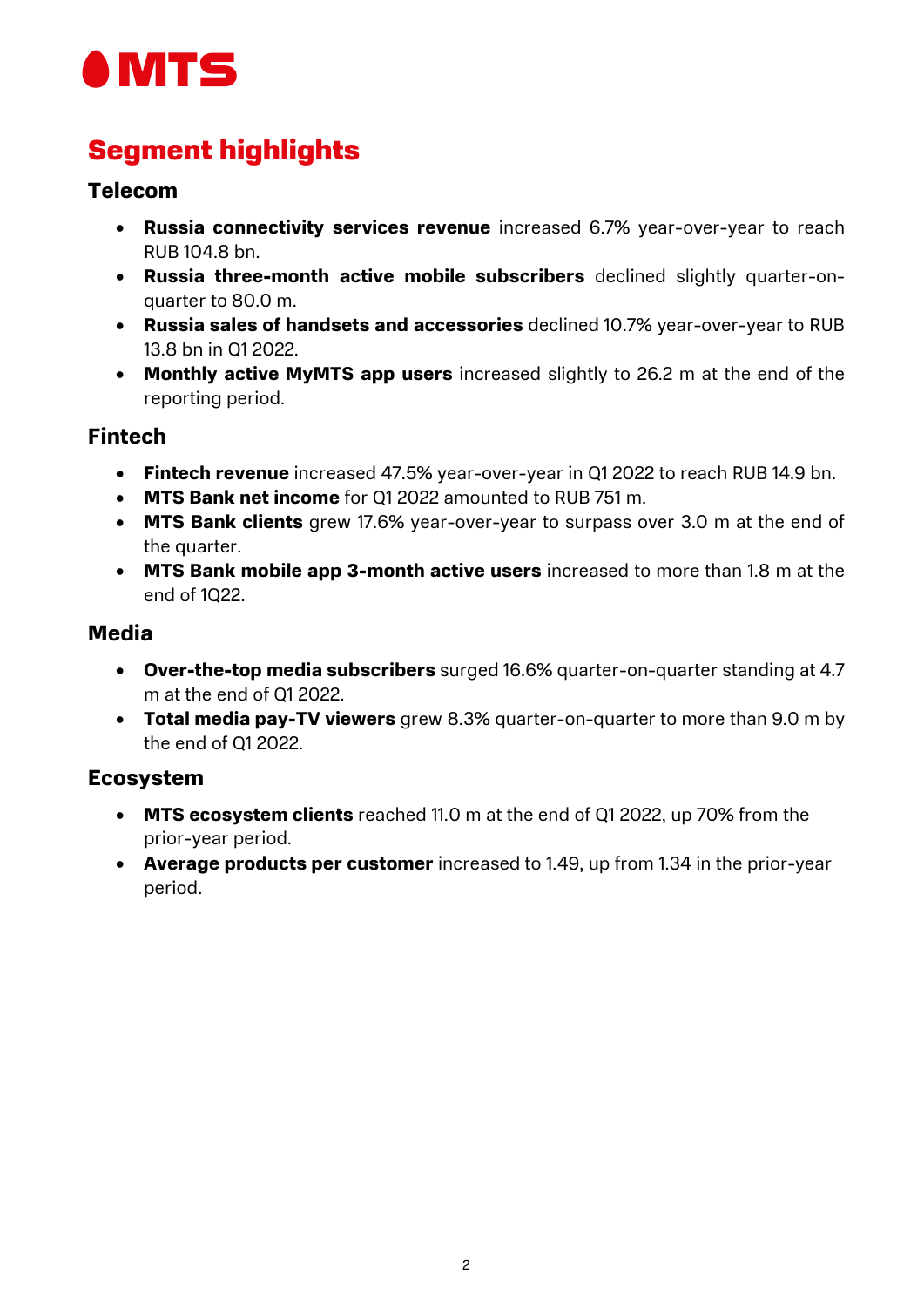## Segment highlights

### Telecom

- **Russia connectivity services revenue** increased 6.7% year-over-year to reach RUB 104.8 bn.
- **Russia three-month active mobile subscribers** declined slightly quarter-on-quarter to 80.0 m.
- **Russia sales of handsets and accessories** declined 10.7% year-over-year to RUB 13.8 bn in Q1 2022.
- **Monthly active MyMTS app users** increased slightly to 26.2 m at the end of the reporting period.

### Fintech

- **Fintech revenue** increased 47.5% year-over-year in Q1 2022 to reach RUB 14.9 bn.
- **MTS Bank net income** for Q1 2022 amounted to RUB 751 m.
- **MTS Bank clients** grew 17.6% year-over-year to surpass over 3.0 m at the end of the quarter.
- **MTS Bank mobile app 3-month active users** increased to more than 1.8 m at the end of 1Q22.

### Media

- **Over-the-top media subscribers** surged 16.6% quarter-on-quarter standing at 4.7 m at the end of Q1 2022.
- **Total media pay-TV viewers** grew 8.3% quarter-on-quarter to more than 9.0 m by the end of Q1 2022.

### Ecosystem

- **MTS ecosystem clients** reached 11.0 m at the end of Q1 2022, up 70% from the prior-year period.
- **Average products per customer** increased to 1.49, up from 1.34 in the prior-year period.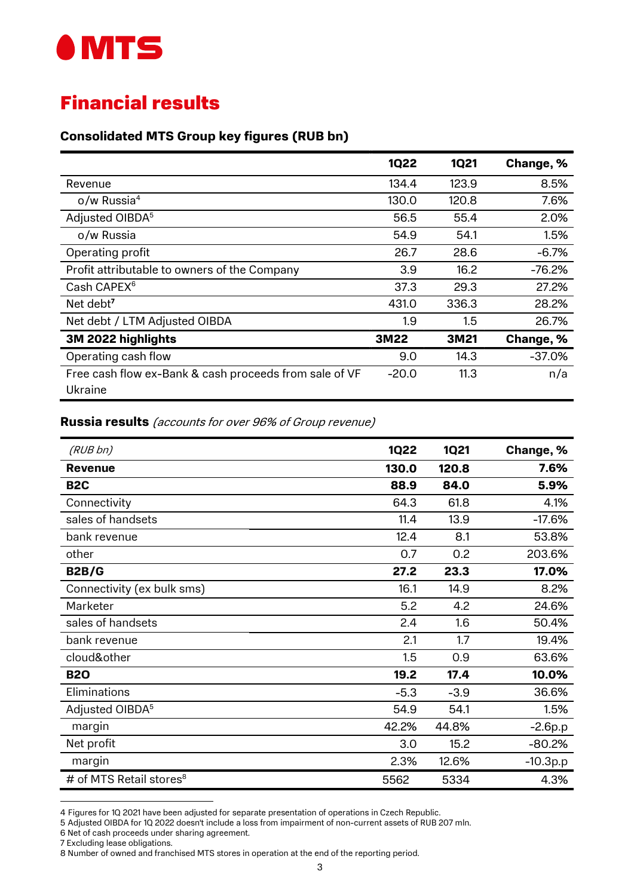# Financial results

### Consolidated MTS Group key figures (RUB bn)

| | 1Q22 | 1Q21 | Change, % |
|---|---|---|---|
| Revenue | 134.4 | 123.9 | 8.5% |
| o/w Russia[4] | 130.0 | 120.8 | 7.6% |
| Adjusted OIBDA[5] | 56.5 | 55.4 | 2.0% |
| o/w Russia | 54.9 | 54.1 | 1.5% |
| Operating profit | 26.7 | 28.6 | -6.7% |
| Profit attributable to owners of the Company | 3.9 | 16.2 | -76.2% |
| Cash CAPEX[6] | 37.3 | 29.3 | 27.2% |
| Net debt[7] | 431.0 | 336.3 | 28.2% |
| Net debt / LTM Adjusted OIBDA | 1.9 | 1.5 | 26.7% |
| **3M 2022 highlights** | **3M22** | **3M21** | **Change, %** |
| Operating cash flow | 9.0 | 14.3 | -37.0% |
| Free cash flow ex-Bank & cash proceeds from sale of VF Ukraine | -20.0 | 11.3 | n/a |

**Russia results** *(accounts for over 96% of Group revenue)*

| *(RUB bn)* | 1Q22 | 1Q21 | Change, % |
|---|---|---|---|
| **Revenue** | **130.0** | **120.8** | **7.6%** |
| **B2C** | **88.9** | **84.0** | **5.9%** |
| Connectivity | 64.3 | 61.8 | 4.1% |
| sales of handsets | 11.4 | 13.9 | -17.6% |
| bank revenue | 12.4 | 8.1 | 53.8% |
| other | 0.7 | 0.2 | 203.6% |
| **B2B/G** | **27.2** | **23.3** | **17.0%** |
| Connectivity (ex bulk sms) | 16.1 | 14.9 | 8.2% |
| Marketer | 5.2 | 4.2 | 24.6% |
| sales of handsets | 2.4 | 1.6 | 50.4% |
| bank revenue | 2.1 | 1.7 | 19.4% |
| cloud&other | 1.5 | 0.9 | 63.6% |
| **B2O** | **19.2** | **17.4** | **10.0%** |
| Eliminations | -5.3 | -3.9 | 36.6% |
| Adjusted OIBDA[5] | 54.9 | 54.1 | 1.5% |
| margin | 42.2% | 44.8% | -2.6p.p |
| Net profit | 3.0 | 15.2 | -80.2% |
| margin | 2.3% | 12.6% | -10.3p.p |
| # of MTS Retail stores[8] | 5562 | 5334 | 4.3% |

4 Figures for 1Q 2021 have been adjusted for separate presentation of operations in Czech Republic.
5 Adjusted OIBDA for 1Q 2022 doesn't include a loss from impairment of non-current assets of RUB 207 mln.
6 Net of cash proceeds under sharing agreement.
7 Excluding lease obligations.
8 Number of owned and franchised MTS stores in operation at the end of the reporting period.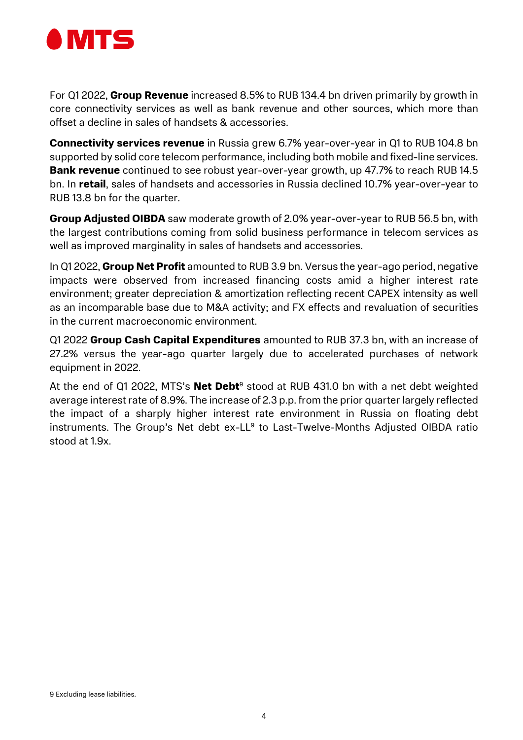For Q1 2022, **Group Revenue** increased 8.5% to RUB 134.4 bn driven primarily by growth in core connectivity services as well as bank revenue and other sources, which more than offset a decline in sales of handsets & accessories.

**Connectivity services revenue** in Russia grew 6.7% year-over-year in Q1 to RUB 104.8 bn supported by solid core telecom performance, including both mobile and fixed-line services. **Bank revenue** continued to see robust year-over-year growth, up 47.7% to reach RUB 14.5 bn. In **retail**, sales of handsets and accessories in Russia declined 10.7% year-over-year to RUB 13.8 bn for the quarter.

**Group Adjusted OIBDA** saw moderate growth of 2.0% year-over-year to RUB 56.5 bn, with the largest contributions coming from solid business performance in telecom services as well as improved marginality in sales of handsets and accessories.

In Q1 2022, **Group Net Profit** amounted to RUB 3.9 bn. Versus the year-ago period, negative impacts were observed from increased financing costs amid a higher interest rate environment; greater depreciation & amortization reflecting recent CAPEX intensity as well as an incomparable base due to M&A activity; and FX effects and revaluation of securities in the current macroeconomic environment.

Q1 2022 **Group Cash Capital Expenditures** amounted to RUB 37.3 bn, with an increase of 27.2% versus the year-ago quarter largely due to accelerated purchases of network equipment in 2022.

At the end of Q1 2022, MTS's **Net Debt**[9] stood at RUB 431.0 bn with a net debt weighted average interest rate of 8.9%. The increase of 2.3 p.p. from the prior quarter largely reflected the impact of a sharply higher interest rate environment in Russia on floating debt instruments. The Group's Net debt ex-LL[9] to Last-Twelve-Months Adjusted OIBDA ratio stood at 1.9x.

9 Excluding lease liabilities.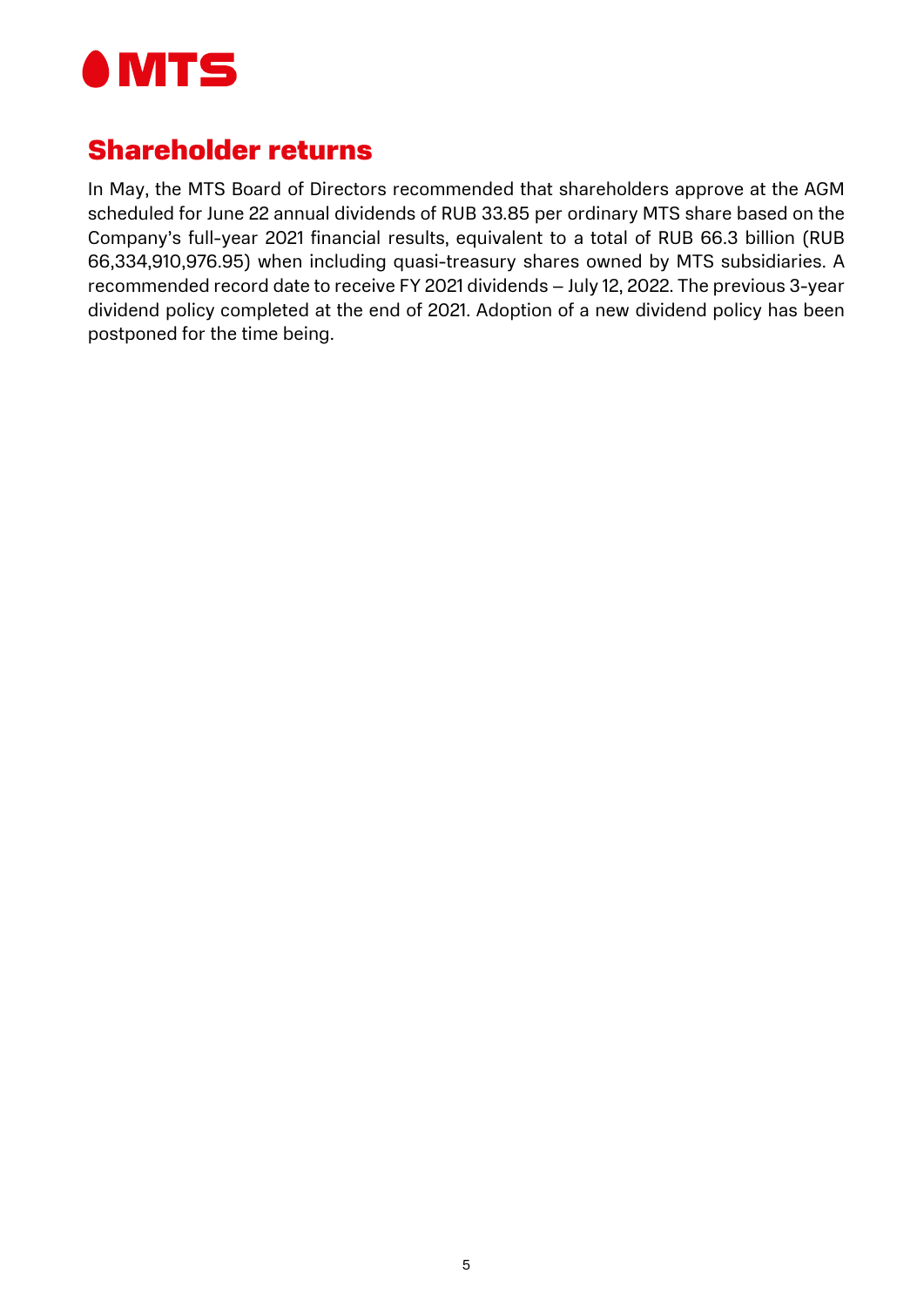## Shareholder returns

In May, the MTS Board of Directors recommended that shareholders approve at the AGM scheduled for June 22 annual dividends of RUB 33.85 per ordinary MTS share based on the Company's full-year 2021 financial results, equivalent to a total of RUB 66.3 billion (RUB 66,334,910,976.95) when including quasi-treasury shares owned by MTS subsidiaries. A recommended record date to receive FY 2021 dividends – July 12, 2022. The previous 3-year dividend policy completed at the end of 2021. Adoption of a new dividend policy has been postponed for the time being.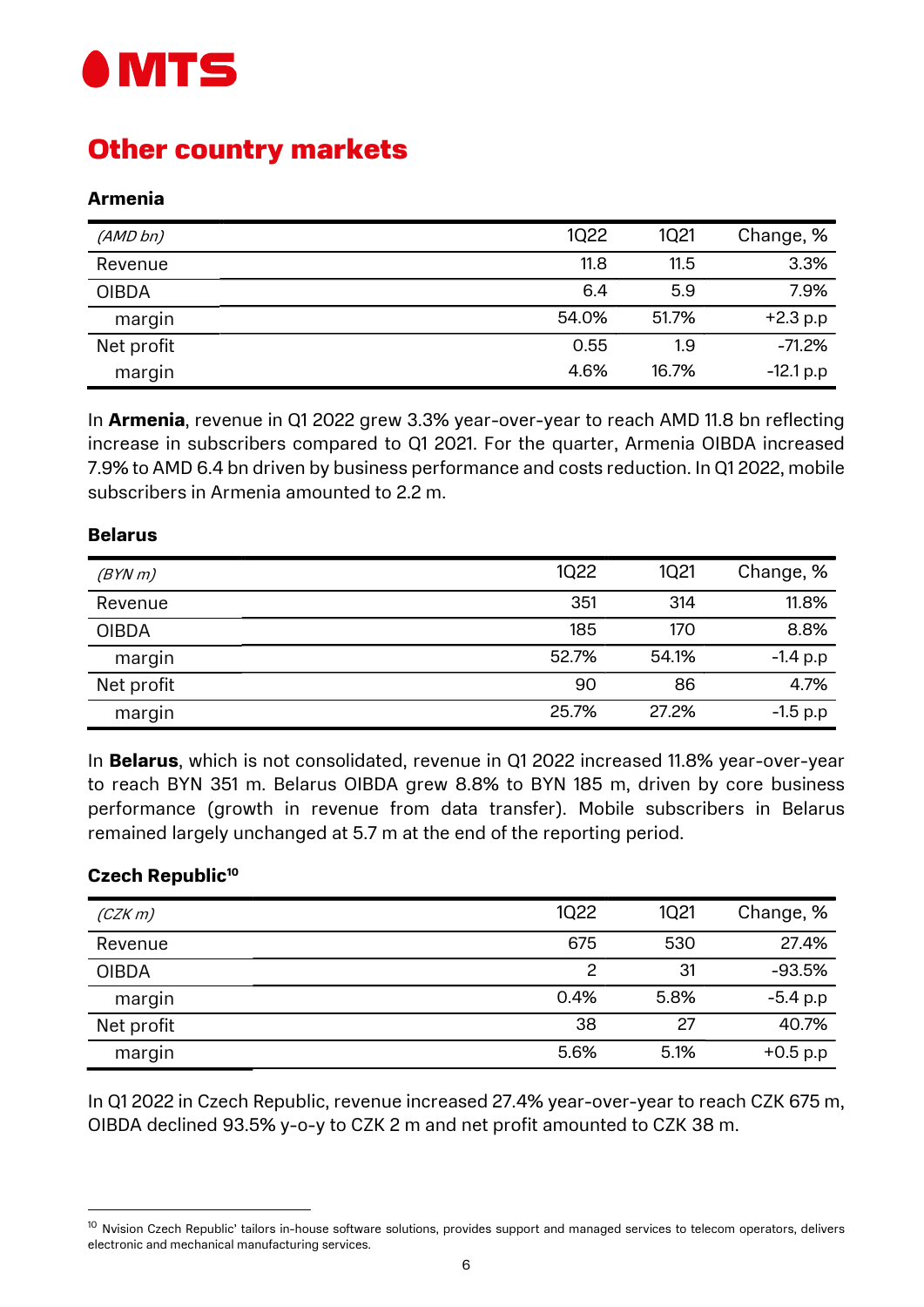# Other country markets

### Armenia

| (AMD bn) | 1Q22 | 1Q21 | Change, % |
|---|---|---|---|
| Revenue | 11.8 | 11.5 | 3.3% |
| OIBDA | 6.4 | 5.9 | 7.9% |
| margin | 54.0% | 51.7% | +2.3 p.p |
| Net profit | 0.55 | 1.9 | -71.2% |
| margin | 4.6% | 16.7% | -12.1 p.p |

In **Armenia**, revenue in Q1 2022 grew 3.3% year-over-year to reach AMD 11.8 bn reflecting increase in subscribers compared to Q1 2021. For the quarter, Armenia OIBDA increased 7.9% to AMD 6.4 bn driven by business performance and costs reduction. In Q1 2022, mobile subscribers in Armenia amounted to 2.2 m.

### Belarus

| (BYN m) | 1Q22 | 1Q21 | Change, % |
|---|---|---|---|
| Revenue | 351 | 314 | 11.8% |
| OIBDA | 185 | 170 | 8.8% |
| margin | 52.7% | 54.1% | -1.4 p.p |
| Net profit | 90 | 86 | 4.7% |
| margin | 25.7% | 27.2% | -1.5 p.p |

In **Belarus**, which is not consolidated, revenue in Q1 2022 increased 11.8% year-over-year to reach BYN 351 m. Belarus OIBDA grew 8.8% to BYN 185 m, driven by core business performance (growth in revenue from data transfer). Mobile subscribers in Belarus remained largely unchanged at 5.7 m at the end of the reporting period.

### Czech Republic[10]

| (CZK m) | 1Q22 | 1Q21 | Change, % |
|---|---|---|---|
| Revenue | 675 | 530 | 27.4% |
| OIBDA | 2 | 31 | -93.5% |
| margin | 0.4% | 5.8% | -5.4 p.p |
| Net profit | 38 | 27 | 40.7% |
| margin | 5.6% | 5.1% | +0.5 p.p |

In Q1 2022 in Czech Republic, revenue increased 27.4% year-over-year to reach CZK 675 m, OIBDA declined 93.5% y-o-y to CZK 2 m and net profit amounted to CZK 38 m.

---

[10] Nvision Czech Republic' tailors in-house software solutions, provides support and managed services to telecom operators, delivers electronic and mechanical manufacturing services.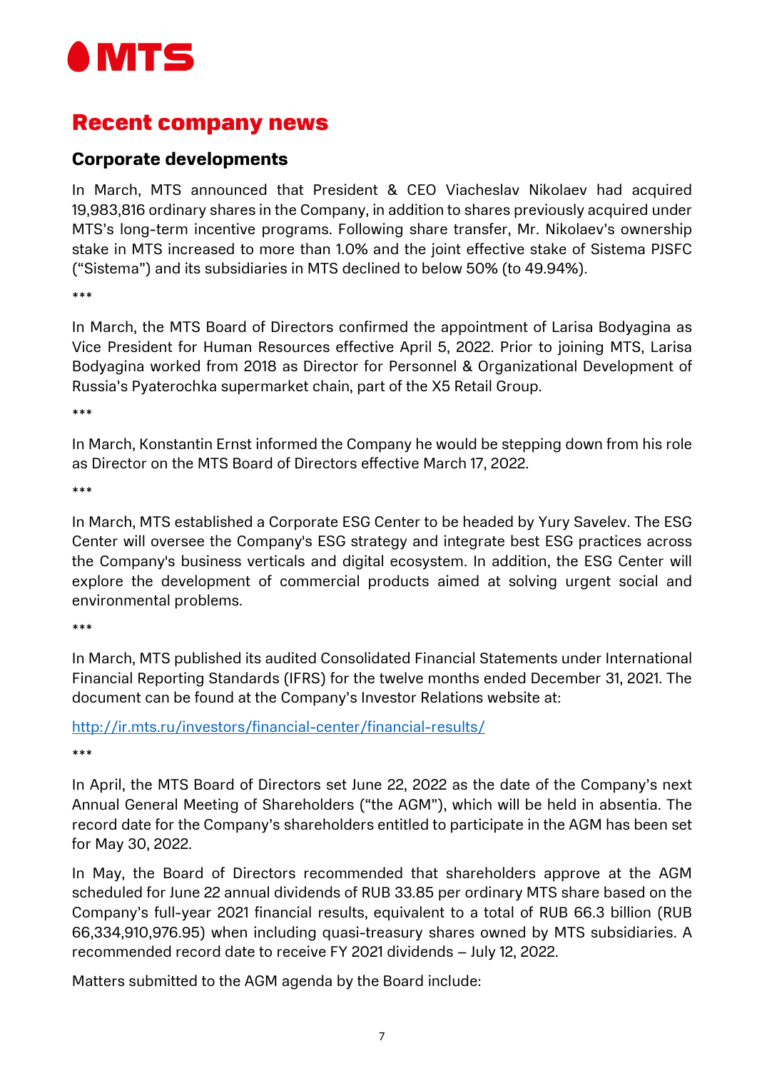## Recent company news

### Corporate developments

In March, MTS announced that President & CEO Viacheslav Nikolaev had acquired 19,983,816 ordinary shares in the Company, in addition to shares previously acquired under MTS's long-term incentive programs. Following share transfer, Mr. Nikolaev's ownership stake in MTS increased to more than 1.0% and the joint effective stake of Sistema PJSFC ("Sistema") and its subsidiaries in MTS declined to below 50% (to 49.94%).

***

In March, the MTS Board of Directors confirmed the appointment of Larisa Bodyagina as Vice President for Human Resources effective April 5, 2022. Prior to joining MTS, Larisa Bodyagina worked from 2018 as Director for Personnel & Organizational Development of Russia's Pyaterochka supermarket chain, part of the X5 Retail Group.

***

In March, Konstantin Ernst informed the Company he would be stepping down from his role as Director on the MTS Board of Directors effective March 17, 2022.

***

In March, MTS established a Corporate ESG Center to be headed by Yury Savelev. The ESG Center will oversee the Company's ESG strategy and integrate best ESG practices across the Company's business verticals and digital ecosystem. In addition, the ESG Center will explore the development of commercial products aimed at solving urgent social and environmental problems.

***

In March, MTS published its audited Consolidated Financial Statements under International Financial Reporting Standards (IFRS) for the twelve months ended December 31, 2021. The document can be found at the Company's Investor Relations website at:

http://ir.mts.ru/investors/financial-center/financial-results/

***

In April, the MTS Board of Directors set June 22, 2022 as the date of the Company's next Annual General Meeting of Shareholders ("the AGM"), which will be held in absentia. The record date for the Company's shareholders entitled to participate in the AGM has been set for May 30, 2022.

In May, the Board of Directors recommended that shareholders approve at the AGM scheduled for June 22 annual dividends of RUB 33.85 per ordinary MTS share based on the Company's full-year 2021 financial results, equivalent to a total of RUB 66.3 billion (RUB 66,334,910,976.95) when including quasi-treasury shares owned by MTS subsidiaries. A recommended record date to receive FY 2021 dividends – July 12, 2022.

Matters submitted to the AGM agenda by the Board include: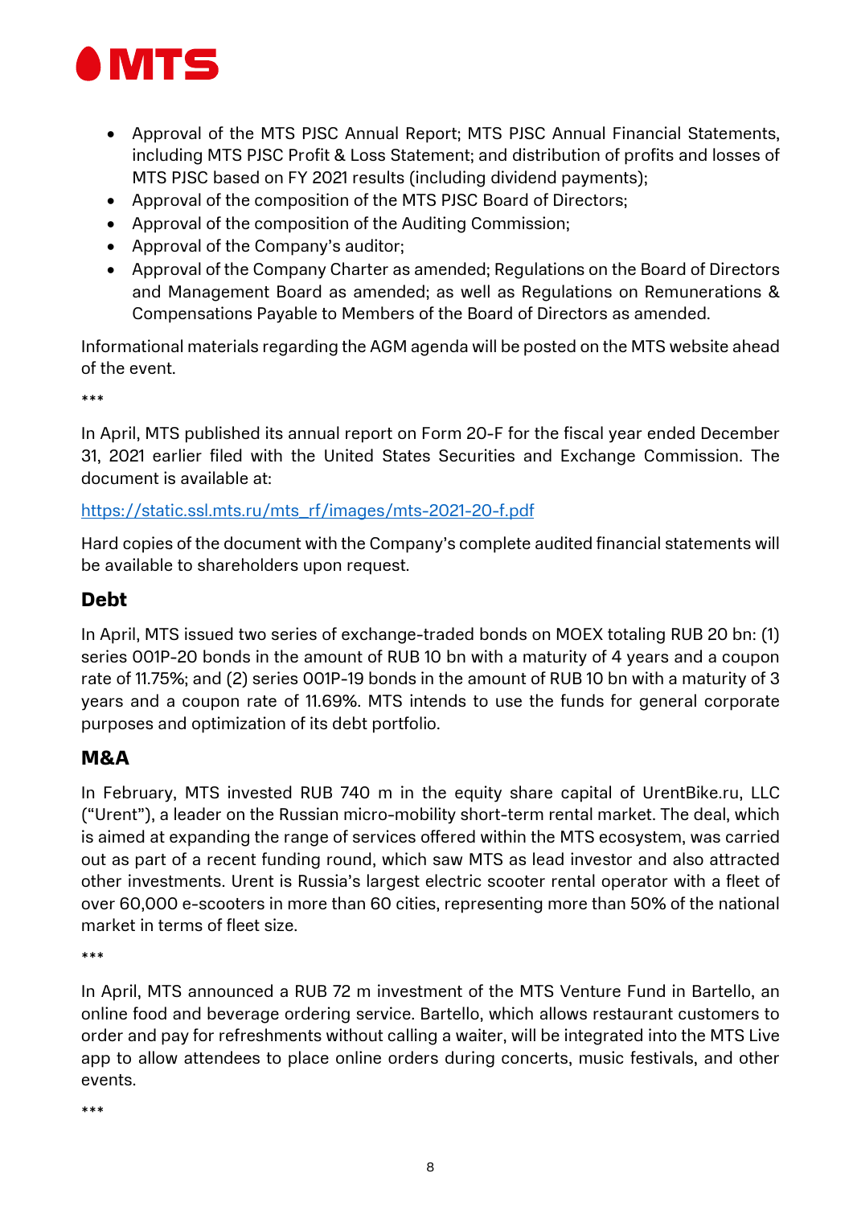- Approval of the MTS PJSC Annual Report; MTS PJSC Annual Financial Statements, including MTS PJSC Profit & Loss Statement; and distribution of profits and losses of MTS PJSC based on FY 2021 results (including dividend payments);
- Approval of the composition of the MTS PJSC Board of Directors;
- Approval of the composition of the Auditing Commission;
- Approval of the Company's auditor;
- Approval of the Company Charter as amended; Regulations on the Board of Directors and Management Board as amended; as well as Regulations on Remunerations & Compensations Payable to Members of the Board of Directors as amended.

Informational materials regarding the AGM agenda will be posted on the MTS website ahead of the event.

***

In April, MTS published its annual report on Form 20-F for the fiscal year ended December 31, 2021 earlier filed with the United States Securities and Exchange Commission. The document is available at:

https://static.ssl.mts.ru/mts_rf/images/mts-2021-20-f.pdf

Hard copies of the document with the Company's complete audited financial statements will be available to shareholders upon request.

## Debt

In April, MTS issued two series of exchange-traded bonds on MOEX totaling RUB 20 bn: (1) series 001P-20 bonds in the amount of RUB 10 bn with a maturity of 4 years and a coupon rate of 11.75%; and (2) series 001P-19 bonds in the amount of RUB 10 bn with a maturity of 3 years and a coupon rate of 11.69%. MTS intends to use the funds for general corporate purposes and optimization of its debt portfolio.

## M&A

In February, MTS invested RUB 740 m in the equity share capital of UrentBike.ru, LLC ("Urent"), a leader on the Russian micro-mobility short-term rental market. The deal, which is aimed at expanding the range of services offered within the MTS ecosystem, was carried out as part of a recent funding round, which saw MTS as lead investor and also attracted other investments. Urent is Russia's largest electric scooter rental operator with a fleet of over 60,000 e-scooters in more than 60 cities, representing more than 50% of the national market in terms of fleet size.

***

In April, MTS announced a RUB 72 m investment of the MTS Venture Fund in Bartello, an online food and beverage ordering service. Bartello, which allows restaurant customers to order and pay for refreshments without calling a waiter, will be integrated into the MTS Live app to allow attendees to place online orders during concerts, music festivals, and other events.

***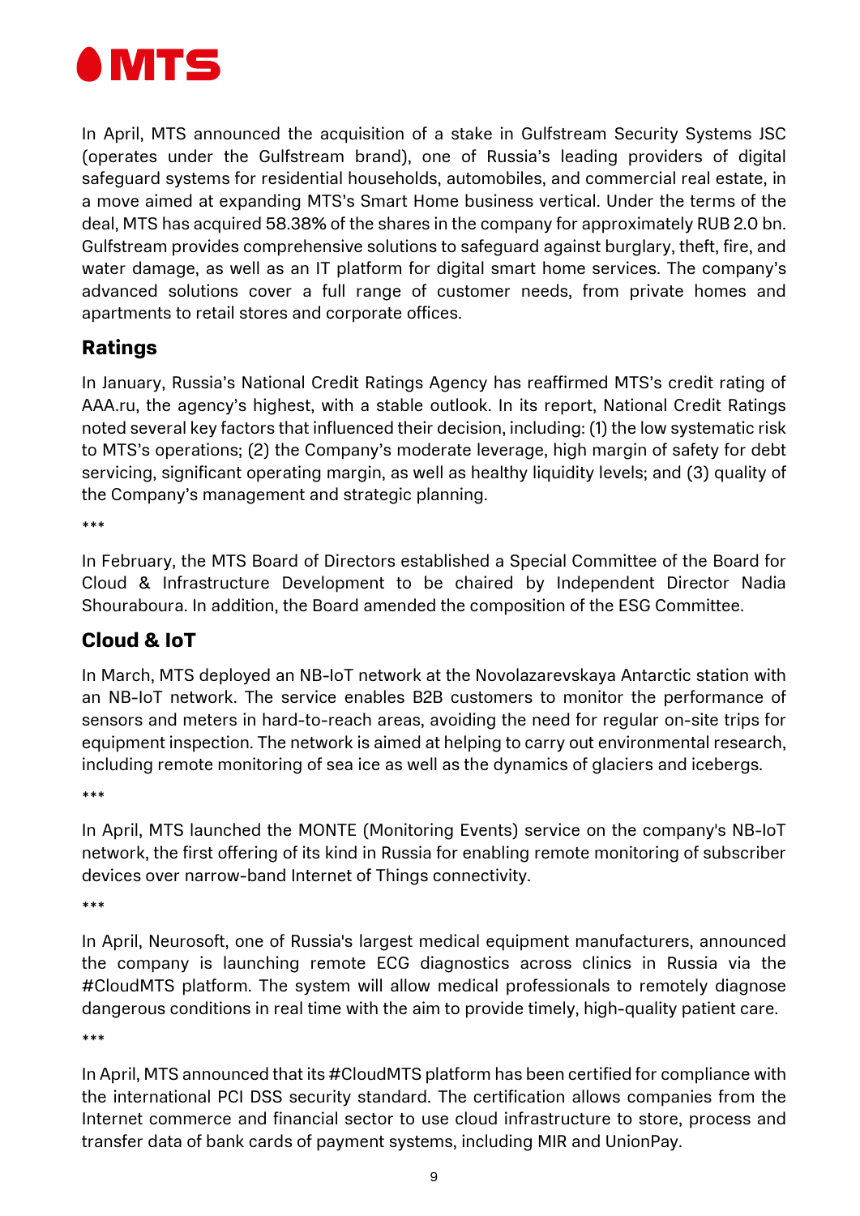In April, MTS announced the acquisition of a stake in Gulfstream Security Systems JSC (operates under the Gulfstream brand), one of Russia's leading providers of digital safeguard systems for residential households, automobiles, and commercial real estate, in a move aimed at expanding MTS's Smart Home business vertical. Under the terms of the deal, MTS has acquired 58.38% of the shares in the company for approximately RUB 2.0 bn. Gulfstream provides comprehensive solutions to safeguard against burglary, theft, fire, and water damage, as well as an IT platform for digital smart home services. The company's advanced solutions cover a full range of customer needs, from private homes and apartments to retail stores and corporate offices.

## Ratings

In January, Russia's National Credit Ratings Agency has reaffirmed MTS's credit rating of AAA.ru, the agency's highest, with a stable outlook. In its report, National Credit Ratings noted several key factors that influenced their decision, including: (1) the low systematic risk to MTS's operations; (2) the Company's moderate leverage, high margin of safety for debt servicing, significant operating margin, as well as healthy liquidity levels; and (3) quality of the Company's management and strategic planning.

***

In February, the MTS Board of Directors established a Special Committee of the Board for Cloud & Infrastructure Development to be chaired by Independent Director Nadia Shouraboura. In addition, the Board amended the composition of the ESG Committee.

## Cloud & IoT

In March, MTS deployed an NB-IoT network at the Novolazarevskaya Antarctic station with an NB-IoT network. The service enables B2B customers to monitor the performance of sensors and meters in hard-to-reach areas, avoiding the need for regular on-site trips for equipment inspection. The network is aimed at helping to carry out environmental research, including remote monitoring of sea ice as well as the dynamics of glaciers and icebergs.

***

In April, MTS launched the MONTE (Monitoring Events) service on the company's NB-IoT network, the first offering of its kind in Russia for enabling remote monitoring of subscriber devices over narrow-band Internet of Things connectivity.

***

In April, Neurosoft, one of Russia's largest medical equipment manufacturers, announced the company is launching remote ECG diagnostics across clinics in Russia via the #CloudMTS platform. The system will allow medical professionals to remotely diagnose dangerous conditions in real time with the aim to provide timely, high-quality patient care.

***

In April, MTS announced that its #CloudMTS platform has been certified for compliance with the international PCI DSS security standard. The certification allows companies from the Internet commerce and financial sector to use cloud infrastructure to store, process and transfer data of bank cards of payment systems, including MIR and UnionPay.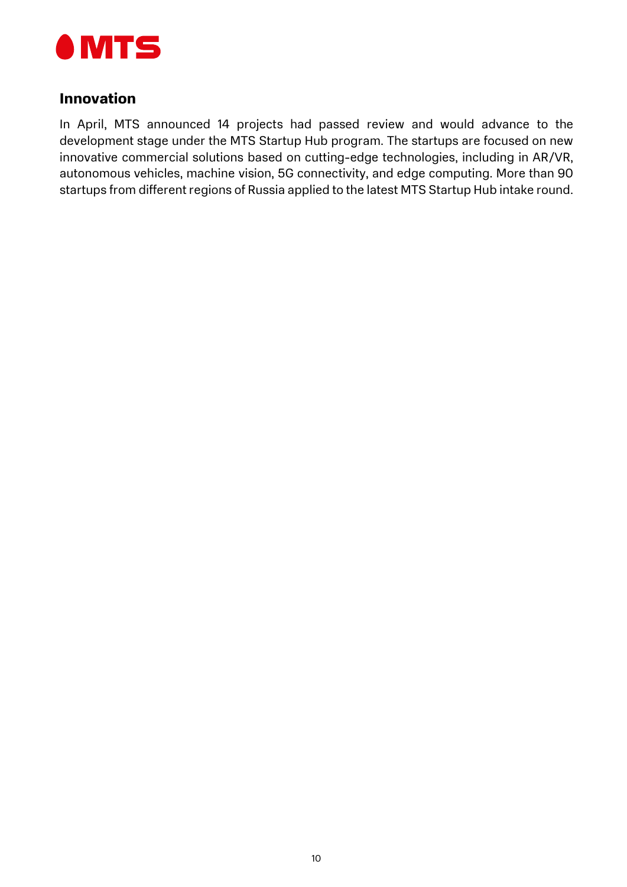## Innovation

In April, MTS announced 14 projects had passed review and would advance to the development stage under the MTS Startup Hub program. The startups are focused on new innovative commercial solutions based on cutting-edge technologies, including in AR/VR, autonomous vehicles, machine vision, 5G connectivity, and edge computing. More than 90 startups from different regions of Russia applied to the latest MTS Startup Hub intake round.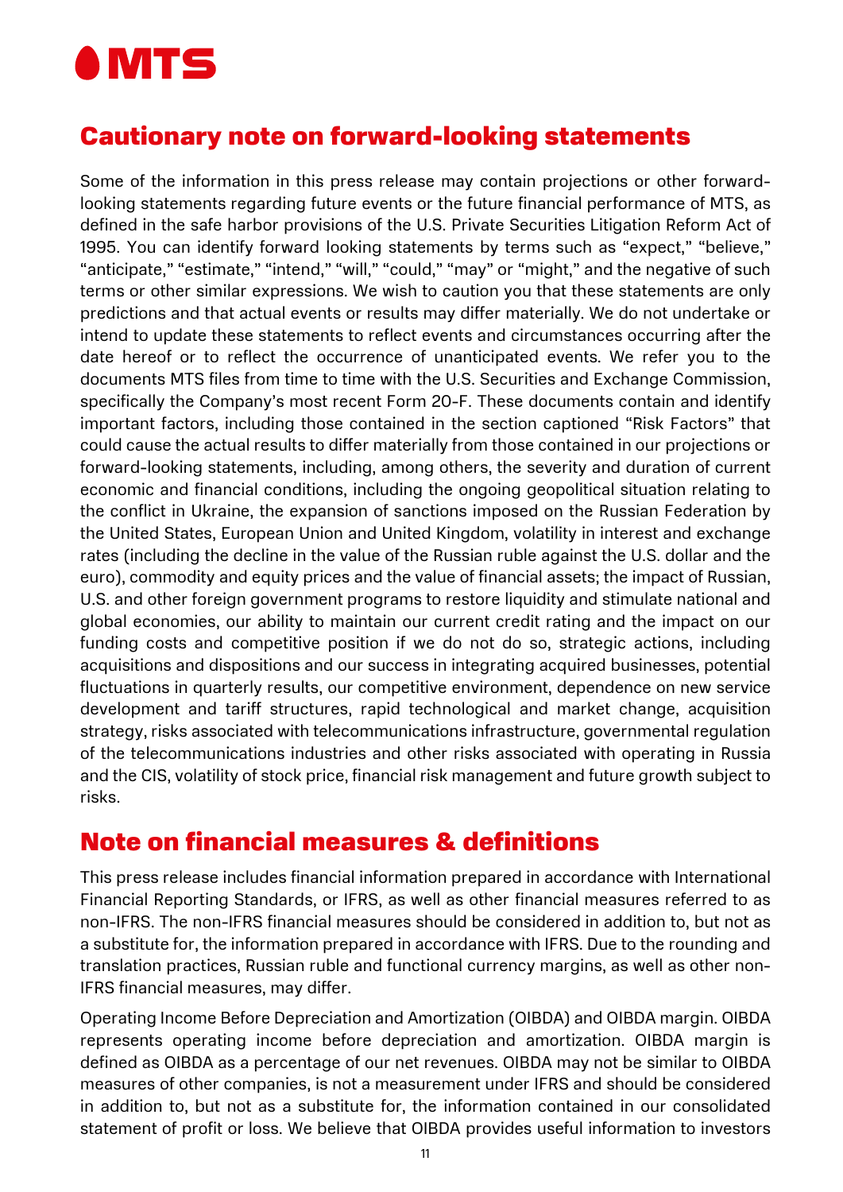## Cautionary note on forward-looking statements

Some of the information in this press release may contain projections or other forward-looking statements regarding future events or the future financial performance of MTS, as defined in the safe harbor provisions of the U.S. Private Securities Litigation Reform Act of 1995. You can identify forward looking statements by terms such as "expect," "believe," "anticipate," "estimate," "intend," "will," "could," "may" or "might," and the negative of such terms or other similar expressions. We wish to caution you that these statements are only predictions and that actual events or results may differ materially. We do not undertake or intend to update these statements to reflect events and circumstances occurring after the date hereof or to reflect the occurrence of unanticipated events. We refer you to the documents MTS files from time to time with the U.S. Securities and Exchange Commission, specifically the Company's most recent Form 20-F. These documents contain and identify important factors, including those contained in the section captioned "Risk Factors" that could cause the actual results to differ materially from those contained in our projections or forward-looking statements, including, among others, the severity and duration of current economic and financial conditions, including the ongoing geopolitical situation relating to the conflict in Ukraine, the expansion of sanctions imposed on the Russian Federation by the United States, European Union and United Kingdom, volatility in interest and exchange rates (including the decline in the value of the Russian ruble against the U.S. dollar and the euro), commodity and equity prices and the value of financial assets; the impact of Russian, U.S. and other foreign government programs to restore liquidity and stimulate national and global economies, our ability to maintain our current credit rating and the impact on our funding costs and competitive position if we do not do so, strategic actions, including acquisitions and dispositions and our success in integrating acquired businesses, potential fluctuations in quarterly results, our competitive environment, dependence on new service development and tariff structures, rapid technological and market change, acquisition strategy, risks associated with telecommunications infrastructure, governmental regulation of the telecommunications industries and other risks associated with operating in Russia and the CIS, volatility of stock price, financial risk management and future growth subject to risks.

## Note on financial measures & definitions

This press release includes financial information prepared in accordance with International Financial Reporting Standards, or IFRS, as well as other financial measures referred to as non-IFRS. The non-IFRS financial measures should be considered in addition to, but not as a substitute for, the information prepared in accordance with IFRS. Due to the rounding and translation practices, Russian ruble and functional currency margins, as well as other non-IFRS financial measures, may differ.

Operating Income Before Depreciation and Amortization (OIBDA) and OIBDA margin. OIBDA represents operating income before depreciation and amortization. OIBDA margin is defined as OIBDA as a percentage of our net revenues. OIBDA may not be similar to OIBDA measures of other companies, is not a measurement under IFRS and should be considered in addition to, but not as a substitute for, the information contained in our consolidated statement of profit or loss. We believe that OIBDA provides useful information to investors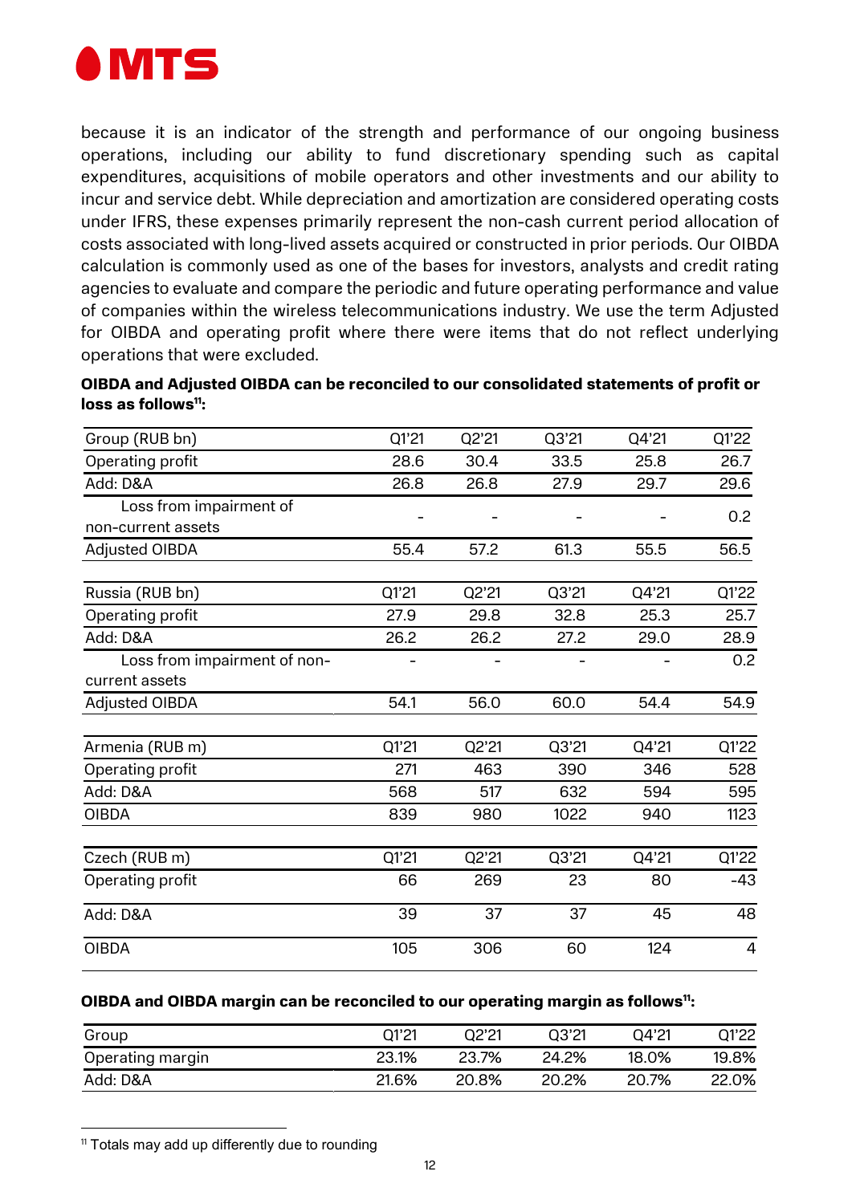because it is an indicator of the strength and performance of our ongoing business operations, including our ability to fund discretionary spending such as capital expenditures, acquisitions of mobile operators and other investments and our ability to incur and service debt. While depreciation and amortization are considered operating costs under IFRS, these expenses primarily represent the non-cash current period allocation of costs associated with long-lived assets acquired or constructed in prior periods. Our OIBDA calculation is commonly used as one of the bases for investors, analysts and credit rating agencies to evaluate and compare the periodic and future operating performance and value of companies within the wireless telecommunications industry. We use the term Adjusted for OIBDA and operating profit where there were items that do not reflect underlying operations that were excluded.

**OIBDA and Adjusted OIBDA can be reconciled to our consolidated statements of profit or loss as follows[11]:**

| Group (RUB bn) | Q1'21 | Q2'21 | Q3'21 | Q4'21 | Q1'22 |
|---|---|---|---|---|---|
| Operating profit | 28.6 | 30.4 | 33.5 | 25.8 | 26.7 |
| Add: D&A | 26.8 | 26.8 | 27.9 | 29.7 | 29.6 |
| Loss from impairment of non-current assets | - | - | - | - | 0.2 |
| Adjusted OIBDA | 55.4 | 57.2 | 61.3 | 55.5 | 56.5 |

| Russia (RUB bn) | Q1'21 | Q2'21 | Q3'21 | Q4'21 | Q1'22 |
|---|---|---|---|---|---|
| Operating profit | 27.9 | 29.8 | 32.8 | 25.3 | 25.7 |
| Add: D&A | 26.2 | 26.2 | 27.2 | 29.0 | 28.9 |
| Loss from impairment of non-current assets | - | - | - | - | 0.2 |
| Adjusted OIBDA | 54.1 | 56.0 | 60.0 | 54.4 | 54.9 |

| Armenia (RUB m) | Q1'21 | Q2'21 | Q3'21 | Q4'21 | Q1'22 |
|---|---|---|---|---|---|
| Operating profit | 271 | 463 | 390 | 346 | 528 |
| Add: D&A | 568 | 517 | 632 | 594 | 595 |
| OIBDA | 839 | 980 | 1022 | 940 | 1123 |

| Czech (RUB m) | Q1'21 | Q2'21 | Q3'21 | Q4'21 | Q1'22 |
|---|---|---|---|---|---|
| Operating profit | 66 | 269 | 23 | 80 | -43 |
| Add: D&A | 39 | 37 | 37 | 45 | 48 |
| OIBDA | 105 | 306 | 60 | 124 | 4 |

**OIBDA and OIBDA margin can be reconciled to our operating margin as follows[11]:**

| Group | Q1'21 | Q2'21 | Q3'21 | Q4'21 | Q1'22 |
|---|---|---|---|---|---|
| Operating margin | 23.1% | 23.7% | 24.2% | 18.0% | 19.8% |
| Add: D&A | 21.6% | 20.8% | 20.2% | 20.7% | 22.0% |

[11] Totals may add up differently due to rounding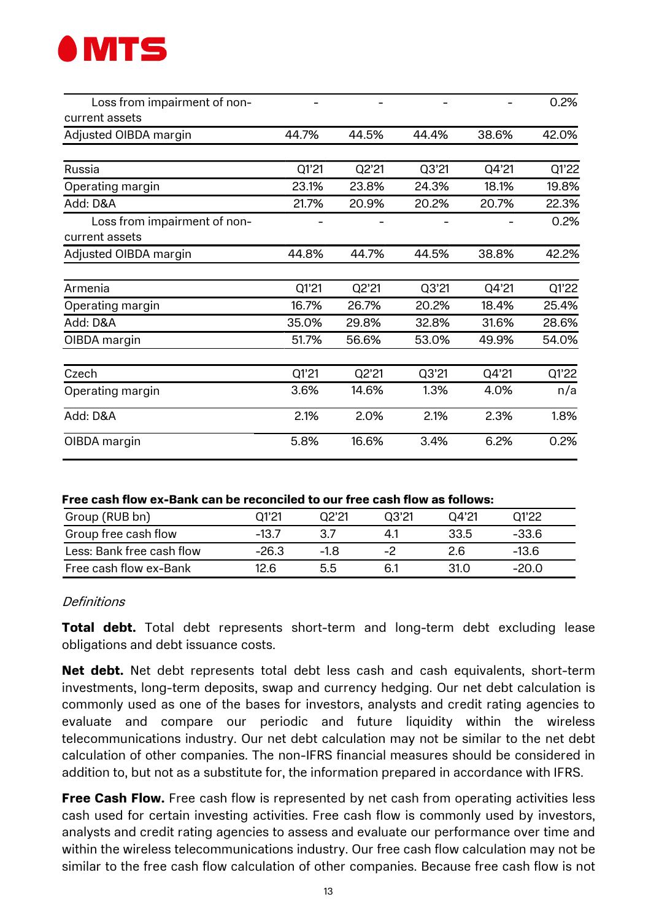| | | | | | |
|---|---|---|---|---|---|
| Loss from impairment of non-current assets | - | - | - | - | 0.2% |
| Adjusted OIBDA margin | 44.7% | 44.5% | 44.4% | 38.6% | 42.0% |

| Russia | Q1'21 | Q2'21 | Q3'21 | Q4'21 | Q1'22 |
|---|---|---|---|---|---|
| Operating margin | 23.1% | 23.8% | 24.3% | 18.1% | 19.8% |
| Add: D&A | 21.7% | 20.9% | 20.2% | 20.7% | 22.3% |
| Loss from impairment of non-current assets | - | - | - | - | 0.2% |
| Adjusted OIBDA margin | 44.8% | 44.7% | 44.5% | 38.8% | 42.2% |

| Armenia | Q1'21 | Q2'21 | Q3'21 | Q4'21 | Q1'22 |
|---|---|---|---|---|---|
| Operating margin | 16.7% | 26.7% | 20.2% | 18.4% | 25.4% |
| Add: D&A | 35.0% | 29.8% | 32.8% | 31.6% | 28.6% |
| OIBDA margin | 51.7% | 56.6% | 53.0% | 49.9% | 54.0% |

| Czech | Q1'21 | Q2'21 | Q3'21 | Q4'21 | Q1'22 |
|---|---|---|---|---|---|
| Operating margin | 3.6% | 14.6% | 1.3% | 4.0% | n/a |
| Add: D&A | 2.1% | 2.0% | 2.1% | 2.3% | 1.8% |
| OIBDA margin | 5.8% | 16.6% | 3.4% | 6.2% | 0.2% |

**Free cash flow ex-Bank can be reconciled to our free cash flow as follows:**

| Group (RUB bn) | Q1'21 | Q2'21 | Q3'21 | Q4'21 | Q1'22 |
|---|---|---|---|---|---|
| Group free cash flow | -13.7 | 3.7 | 4.1 | 33.5 | -33.6 |
| Less: Bank free cash flow | -26.3 | -1.8 | -2 | 2.6 | -13.6 |
| Free cash flow ex-Bank | 12.6 | 5.5 | 6.1 | 31.0 | -20.0 |

*Definitions*

**Total debt.** Total debt represents short-term and long-term debt excluding lease obligations and debt issuance costs.

**Net debt.** Net debt represents total debt less cash and cash equivalents, short-term investments, long-term deposits, swap and currency hedging. Our net debt calculation is commonly used as one of the bases for investors, analysts and credit rating agencies to evaluate and compare our periodic and future liquidity within the wireless telecommunications industry. Our net debt calculation may not be similar to the net debt calculation of other companies. The non-IFRS financial measures should be considered in addition to, but not as a substitute for, the information prepared in accordance with IFRS.

**Free Cash Flow.** Free cash flow is represented by net cash from operating activities less cash used for certain investing activities. Free cash flow is commonly used by investors, analysts and credit rating agencies to assess and evaluate our performance over time and within the wireless telecommunications industry. Our free cash flow calculation may not be similar to the free cash flow calculation of other companies. Because free cash flow is not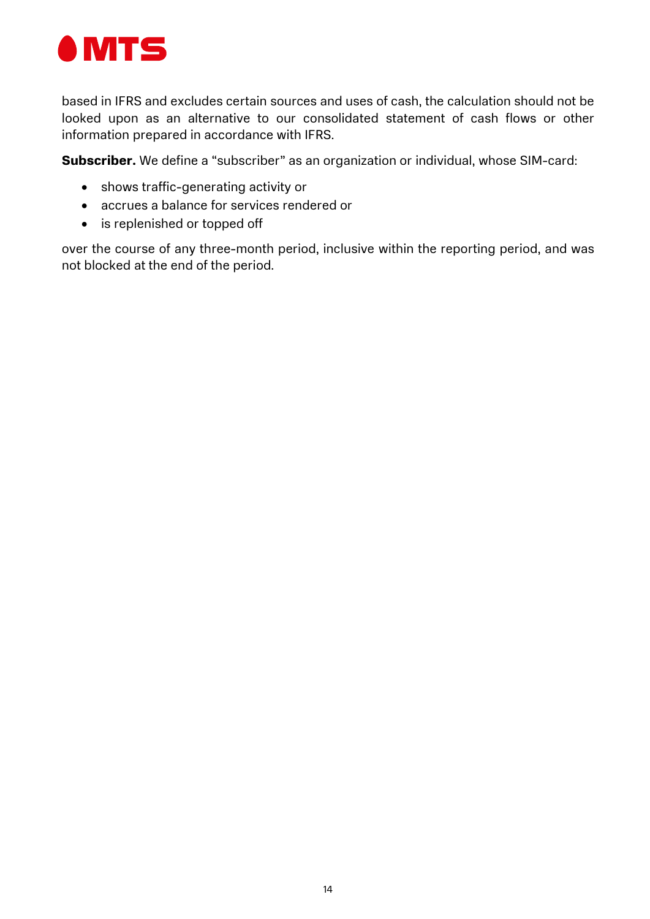based in IFRS and excludes certain sources and uses of cash, the calculation should not be looked upon as an alternative to our consolidated statement of cash flows or other information prepared in accordance with IFRS.

**Subscriber.** We define a "subscriber" as an organization or individual, whose SIM-card:

- shows traffic-generating activity or
- accrues a balance for services rendered or
- is replenished or topped off

over the course of any three-month period, inclusive within the reporting period, and was not blocked at the end of the period.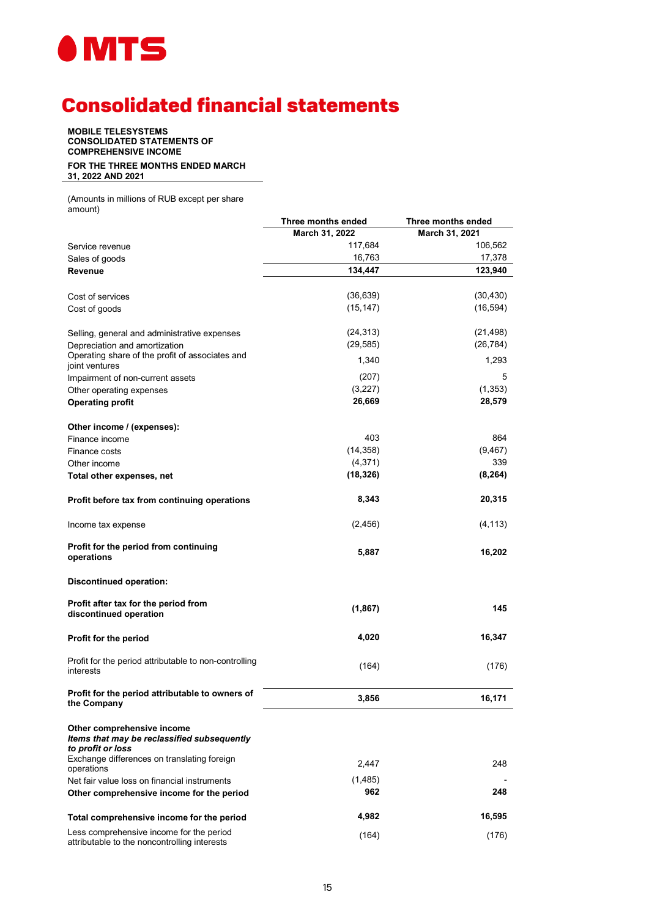MTS

# Consolidated financial statements

**MOBILE TELESYSTEMS**
**CONSOLIDATED STATEMENTS OF COMPREHENSIVE INCOME**

**FOR THE THREE MONTHS ENDED MARCH 31, 2022 AND 2021**

(Amounts in millions of RUB except per share amount)

| | Three months ended March 31, 2022 | Three months ended March 31, 2021 |
|---|---|---|
| Service revenue | 117,684 | 106,562 |
| Sales of goods | 16,763 | 17,378 |
| **Revenue** | **134,447** | **123,940** |
| | | |
| Cost of services | (36,639) | (30,430) |
| Cost of goods | (15,147) | (16,594) |
| | | |
| Selling, general and administrative expenses | (24,313) | (21,498) |
| Depreciation and amortization | (29,585) | (26,784) |
| Operating share of the profit of associates and joint ventures | 1,340 | 1,293 |
| Impairment of non-current assets | (207) | 5 |
| Other operating expenses | (3,227) | (1,353) |
| **Operating profit** | **26,669** | **28,579** |
| | | |
| **Other income / (expenses):** | | |
| Finance income | 403 | 864 |
| Finance costs | (14,358) | (9,467) |
| Other income | (4,371) | 339 |
| **Total other expenses, net** | **(18,326)** | **(8,264)** |
| | | |
| **Profit before tax from continuing operations** | **8,343** | **20,315** |
| | | |
| Income tax expense | (2,456) | (4,113) |
| | | |
| **Profit for the period from continuing operations** | **5,887** | **16,202** |
| | | |
| **Discontinued operation:** | | |
| | | |
| **Profit after tax for the period from discontinued operation** | **(1,867)** | **145** |
| | | |
| **Profit for the period** | **4,020** | **16,347** |
| | | |
| Profit for the period attributable to non-controlling interests | (164) | (176) |
| | | |
| **Profit for the period attributable to owners of the Company** | **3,856** | **16,171** |
| | | |
| **Other comprehensive income** | | |
| ***Items that may be reclassified subsequently to profit or loss*** | | |
| Exchange differences on translating foreign operations | 2,447 | 248 |
| Net fair value loss on financial instruments | (1,485) | - |
| **Other comprehensive income for the period** | **962** | **248** |
| | | |
| **Total comprehensive income for the period** | **4,982** | **16,595** |
| Less comprehensive income for the period attributable to the noncontrolling interests | (164) | (176) |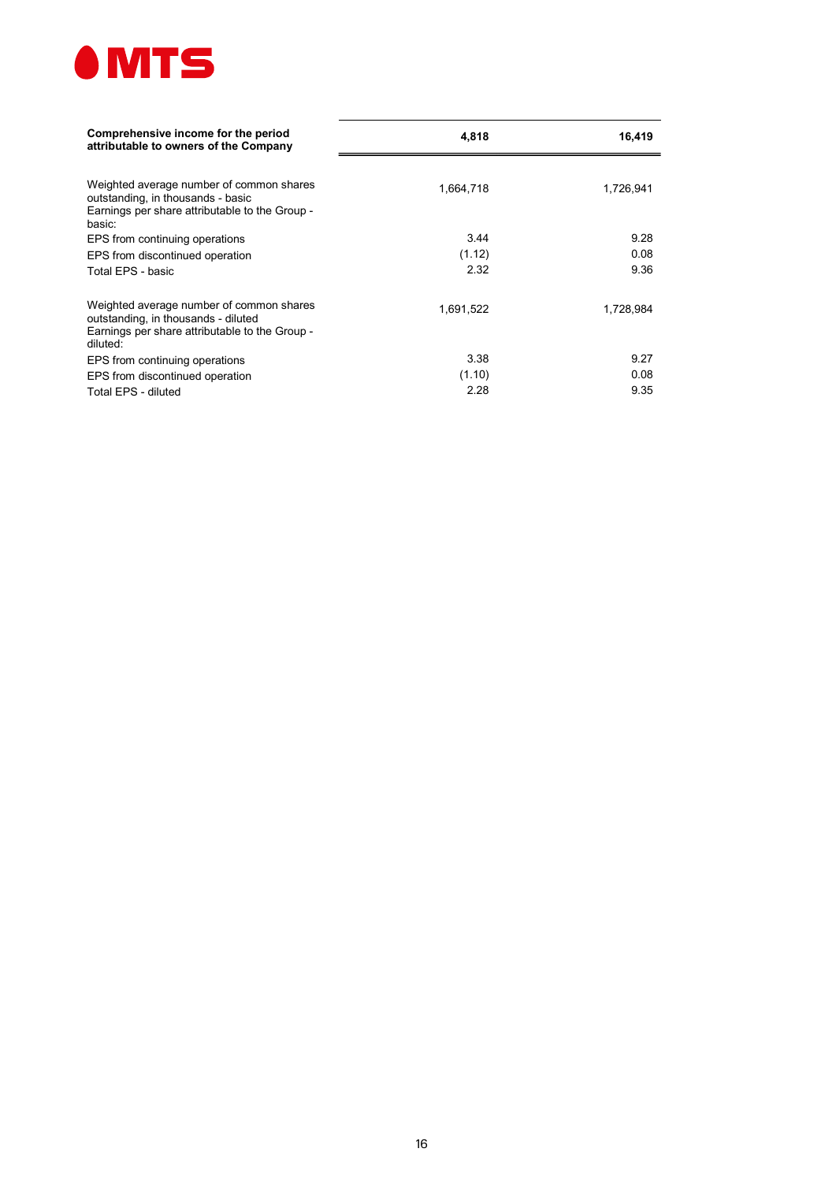| Comprehensive income for the period attributable to owners of the Company | 4,818 | 16,419 |
|---|---|---|
| Weighted average number of common shares outstanding, in thousands - basic | 1,664,718 | 1,726,941 |
| Earnings per share attributable to the Group - basic: | | |
| EPS from continuing operations | 3.44 | 9.28 |
| EPS from discontinued operation | (1.12) | 0.08 |
| Total EPS - basic | 2.32 | 9.36 |
| Weighted average number of common shares outstanding, in thousands - diluted | 1,691,522 | 1,728,984 |
| Earnings per share attributable to the Group - diluted: | | |
| EPS from continuing operations | 3.38 | 9.27 |
| EPS from discontinued operation | (1.10) | 0.08 |
| Total EPS - diluted | 2.28 | 9.35 |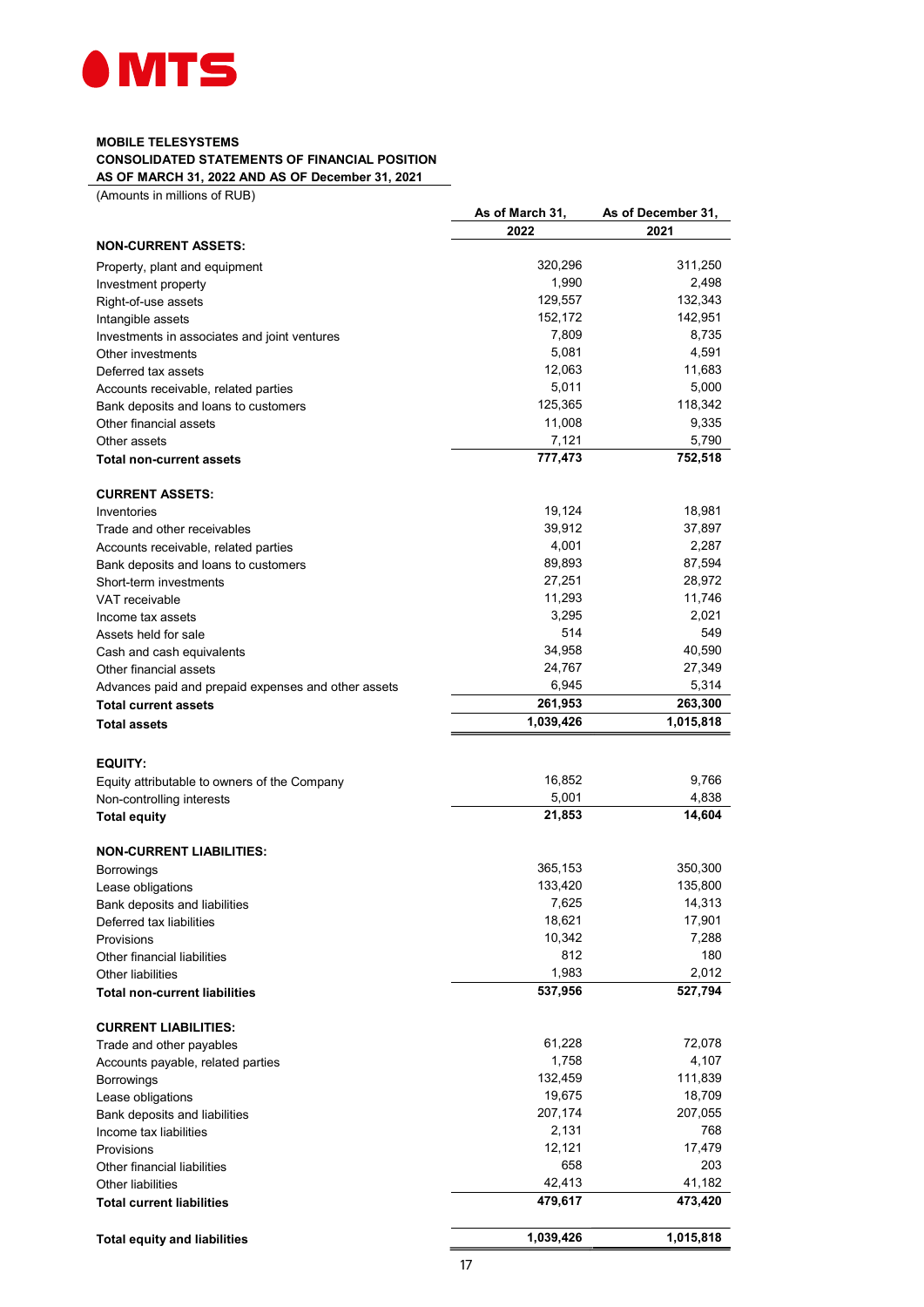**MOBILE TELESYSTEMS**
**CONSOLIDATED STATEMENTS OF FINANCIAL POSITION**
**AS OF MARCH 31, 2022 AND AS OF December 31, 2021**
(Amounts in millions of RUB)

| | As of March 31, 2022 | As of December 31, 2021 |
|---|---|---|
| **NON-CURRENT ASSETS:** | | |
| Property, plant and equipment | 320,296 | 311,250 |
| Investment property | 1,990 | 2,498 |
| Right-of-use assets | 129,557 | 132,343 |
| Intangible assets | 152,172 | 142,951 |
| Investments in associates and joint ventures | 7,809 | 8,735 |
| Other investments | 5,081 | 4,591 |
| Deferred tax assets | 12,063 | 11,683 |
| Accounts receivable, related parties | 5,011 | 5,000 |
| Bank deposits and loans to customers | 125,365 | 118,342 |
| Other financial assets | 11,008 | 9,335 |
| Other assets | 7,121 | 5,790 |
| **Total non-current assets** | **777,473** | **752,518** |
| | | |
| **CURRENT ASSETS:** | | |
| Inventories | 19,124 | 18,981 |
| Trade and other receivables | 39,912 | 37,897 |
| Accounts receivable, related parties | 4,001 | 2,287 |
| Bank deposits and loans to customers | 89,893 | 87,594 |
| Short-term investments | 27,251 | 28,972 |
| VAT receivable | 11,293 | 11,746 |
| Income tax assets | 3,295 | 2,021 |
| Assets held for sale | 514 | 549 |
| Cash and cash equivalents | 34,958 | 40,590 |
| Other financial assets | 24,767 | 27,349 |
| Advances paid and prepaid expenses and other assets | 6,945 | 5,314 |
| **Total current assets** | **261,953** | **263,300** |
| **Total assets** | **1,039,426** | **1,015,818** |
| | | |
| **EQUITY:** | | |
| Equity attributable to owners of the Company | 16,852 | 9,766 |
| Non-controlling interests | 5,001 | 4,838 |
| **Total equity** | **21,853** | **14,604** |
| | | |
| **NON-CURRENT LIABILITIES:** | | |
| Borrowings | 365,153 | 350,300 |
| Lease obligations | 133,420 | 135,800 |
| Bank deposits and liabilities | 7,625 | 14,313 |
| Deferred tax liabilities | 18,621 | 17,901 |
| Provisions | 10,342 | 7,288 |
| Other financial liabilities | 812 | 180 |
| Other liabilities | 1,983 | 2,012 |
| **Total non-current liabilities** | **537,956** | **527,794** |
| | | |
| **CURRENT LIABILITIES:** | | |
| Trade and other payables | 61,228 | 72,078 |
| Accounts payable, related parties | 1,758 | 4,107 |
| Borrowings | 132,459 | 111,839 |
| Lease obligations | 19,675 | 18,709 |
| Bank deposits and liabilities | 207,174 | 207,055 |
| Income tax liabilities | 2,131 | 768 |
| Provisions | 12,121 | 17,479 |
| Other financial liabilities | 658 | 203 |
| Other liabilities | 42,413 | 41,182 |
| **Total current liabilities** | **479,617** | **473,420** |
| | | |
| **Total equity and liabilities** | **1,039,426** | **1,015,818** |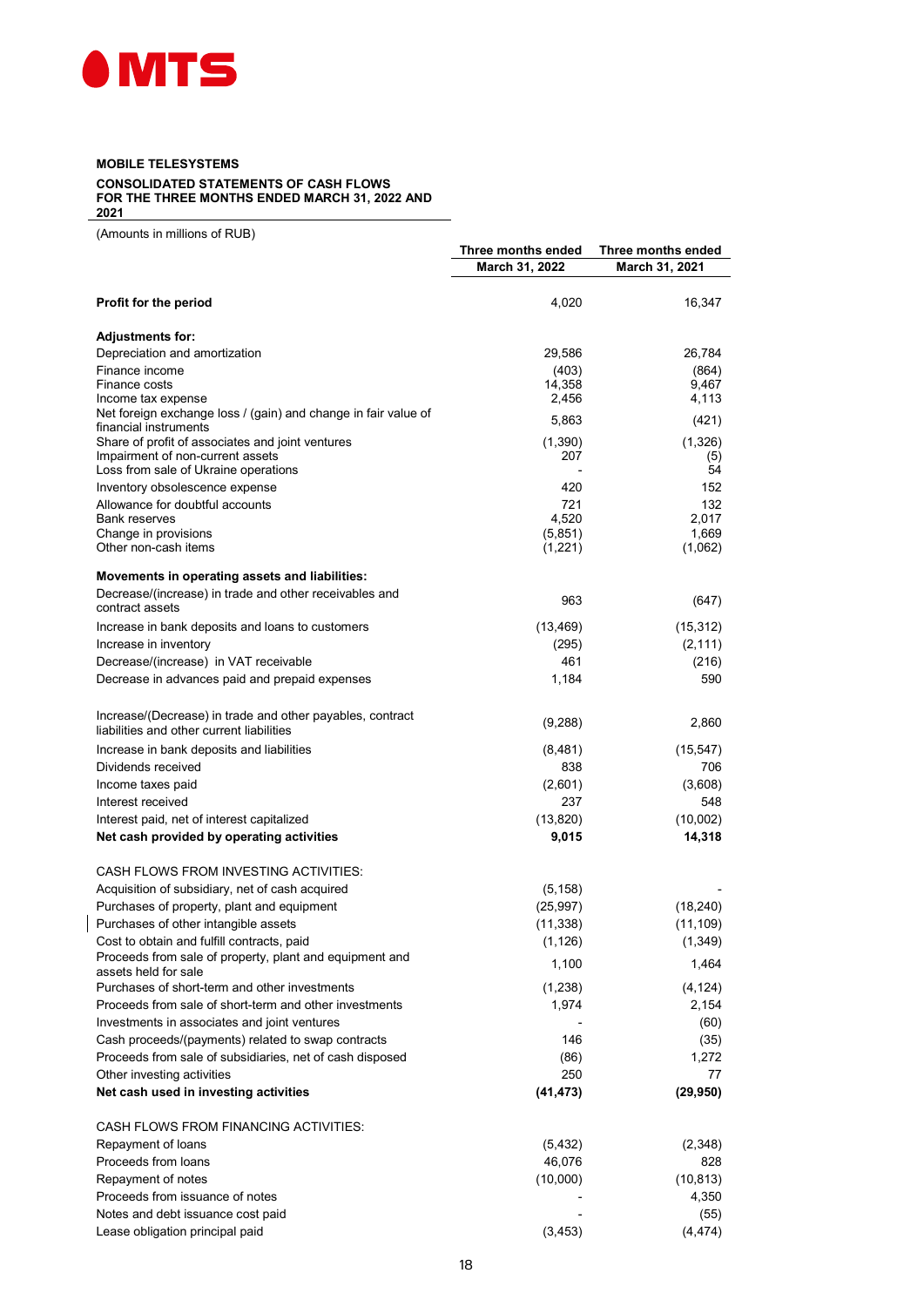**MOBILE TELESYSTEMS**

**CONSOLIDATED STATEMENTS OF CASH FLOWS FOR THE THREE MONTHS ENDED MARCH 31, 2022 AND 2021**

(Amounts in millions of RUB)

| | Three months ended March 31, 2022 | Three months ended March 31, 2021 |
|---|---|---|
| **Profit for the period** | 4,020 | 16,347 |
| **Adjustments for:** | | |
| Depreciation and amortization | 29,586 | 26,784 |
| Finance income | (403) | (864) |
| Finance costs | 14,358 | 9,467 |
| Income tax expense | 2,456 | 4,113 |
| Net foreign exchange loss / (gain) and change in fair value of financial instruments | 5,863 | (421) |
| Share of profit of associates and joint ventures | (1,390) | (1,326) |
| Impairment of non-current assets | 207 | (5) |
| Loss from sale of Ukraine operations | - | 54 |
| Inventory obsolescence expense | 420 | 152 |
| Allowance for doubtful accounts | 721 | 132 |
| Bank reserves | 4,520 | 2,017 |
| Change in provisions | (5,851) | 1,669 |
| Other non-cash items | (1,221) | (1,062) |
| **Movements in operating assets and liabilities:** | | |
| Decrease/(increase) in trade and other receivables and contract assets | 963 | (647) |
| Increase in bank deposits and loans to customers | (13,469) | (15,312) |
| Increase in inventory | (295) | (2,111) |
| Decrease/(increase) in VAT receivable | 461 | (216) |
| Decrease in advances paid and prepaid expenses | 1,184 | 590 |
| Increase/(Decrease) in trade and other payables, contract liabilities and other current liabilities | (9,288) | 2,860 |
| Increase in bank deposits and liabilities | (8,481) | (15,547) |
| Dividends received | 838 | 706 |
| Income taxes paid | (2,601) | (3,608) |
| Interest received | 237 | 548 |
| Interest paid, net of interest capitalized | (13,820) | (10,002) |
| **Net cash provided by operating activities** | **9,015** | **14,318** |
| CASH FLOWS FROM INVESTING ACTIVITIES: | | |
| Acquisition of subsidiary, net of cash acquired | (5,158) | - |
| Purchases of property, plant and equipment | (25,997) | (18,240) |
| Purchases of other intangible assets | (11,338) | (11,109) |
| Cost to obtain and fulfill contracts, paid | (1,126) | (1,349) |
| Proceeds from sale of property, plant and equipment and assets held for sale | 1,100 | 1,464 |
| Purchases of short-term and other investments | (1,238) | (4,124) |
| Proceeds from sale of short-term and other investments | 1,974 | 2,154 |
| Investments in associates and joint ventures | - | (60) |
| Cash proceeds/(payments) related to swap contracts | 146 | (35) |
| Proceeds from sale of subsidiaries, net of cash disposed | (86) | 1,272 |
| Other investing activities | 250 | 77 |
| **Net cash used in investing activities** | **(41,473)** | **(29,950)** |
| CASH FLOWS FROM FINANCING ACTIVITIES: | | |
| Repayment of loans | (5,432) | (2,348) |
| Proceeds from loans | 46,076 | 828 |
| Repayment of notes | (10,000) | (10,813) |
| Proceeds from issuance of notes | - | 4,350 |
| Notes and debt issuance cost paid | - | (55) |
| Lease obligation principal paid | (3,453) | (4,474) |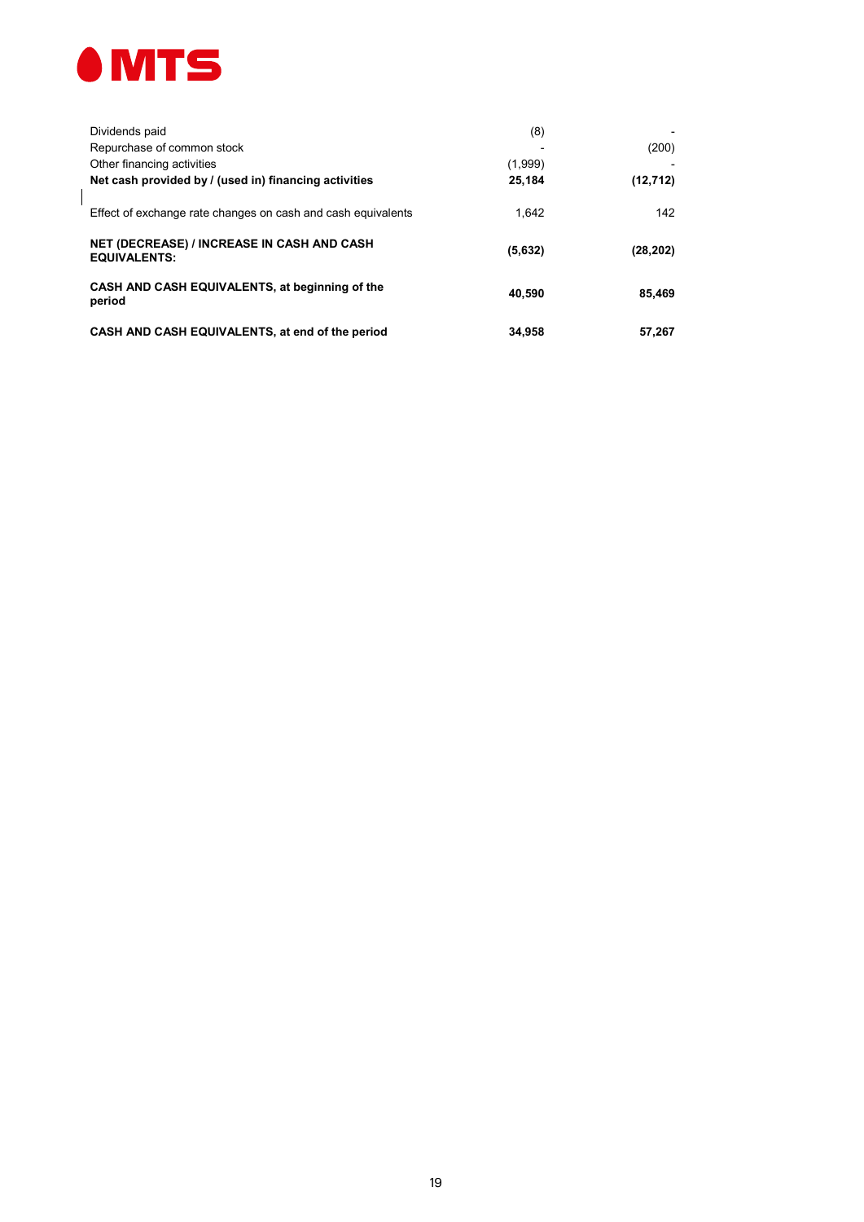| | | |
|---|---|---|
| Dividends paid | (8) | - |
| Repurchase of common stock | - | (200) |
| Other financing activities | (1,999) | - |
| **Net cash provided by / (used in) financing activities** | **25,184** | **(12,712)** |
| Effect of exchange rate changes on cash and cash equivalents | 1,642 | 142 |
| **NET (DECREASE) / INCREASE IN CASH AND CASH EQUIVALENTS:** | **(5,632)** | **(28,202)** |
| **CASH AND CASH EQUIVALENTS, at beginning of the period** | **40,590** | **85,469** |
| **CASH AND CASH EQUIVALENTS, at end of the period** | **34,958** | **57,267** |